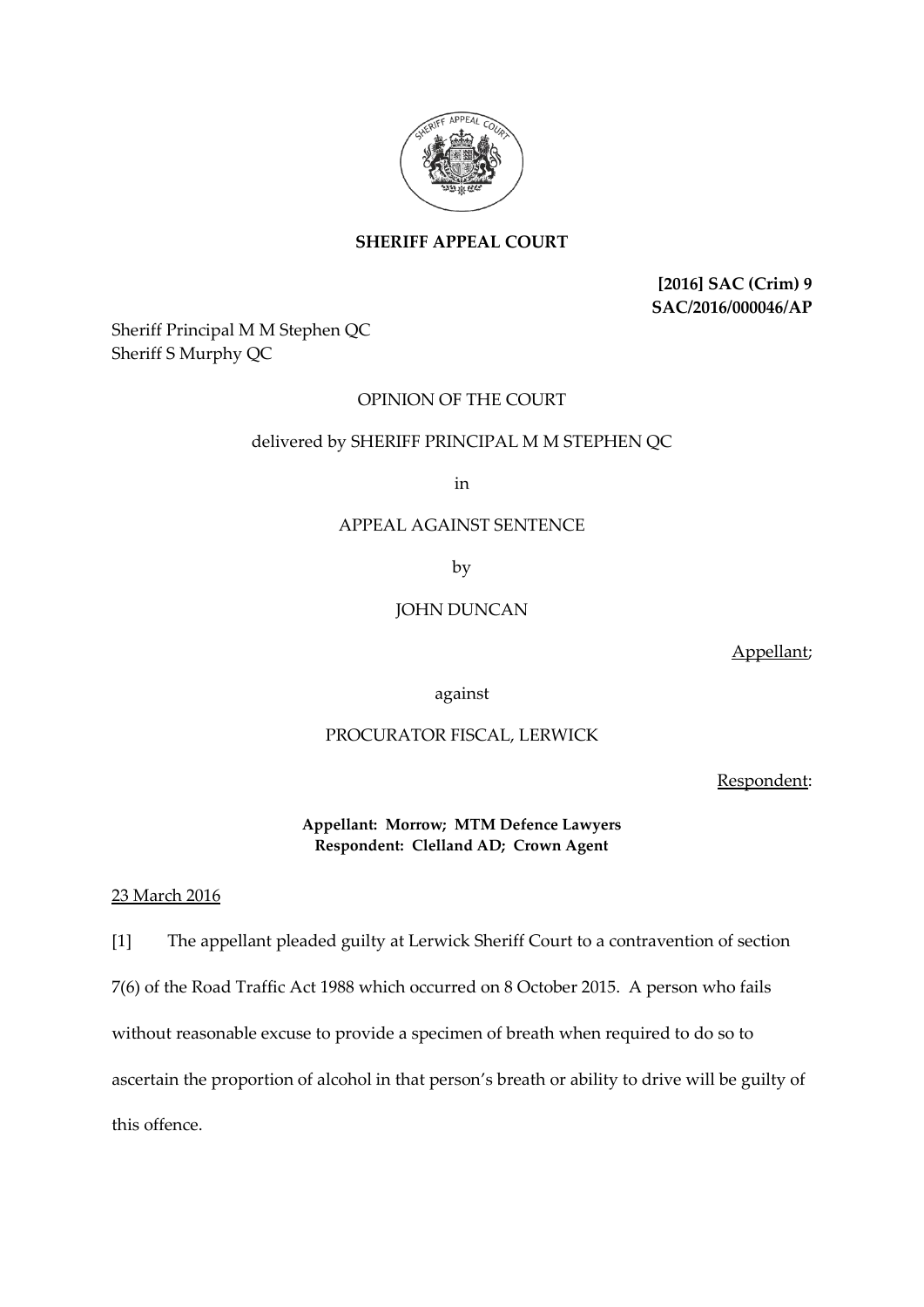**SHERIFF APPEAL COURT**

**[2016] SAC (Crim) 9**
**SAC/2016/000046/AP**

Sheriff Principal M M Stephen QC
Sheriff S Murphy QC

OPINION OF THE COURT

delivered by SHERIFF PRINCIPAL M M STEPHEN QC

in

APPEAL AGAINST SENTENCE

by

JOHN DUNCAN

Appellant;

against

PROCURATOR FISCAL, LERWICK

Respondent:

**Appellant: Morrow; MTM Defence Lawyers**
**Respondent: Clelland AD; Crown Agent**

23 March 2016

[1] The appellant pleaded guilty at Lerwick Sheriff Court to a contravention of section 7(6) of the Road Traffic Act 1988 which occurred on 8 October 2015. A person who fails without reasonable excuse to provide a specimen of breath when required to do so to ascertain the proportion of alcohol in that person's breath or ability to drive will be guilty of this offence.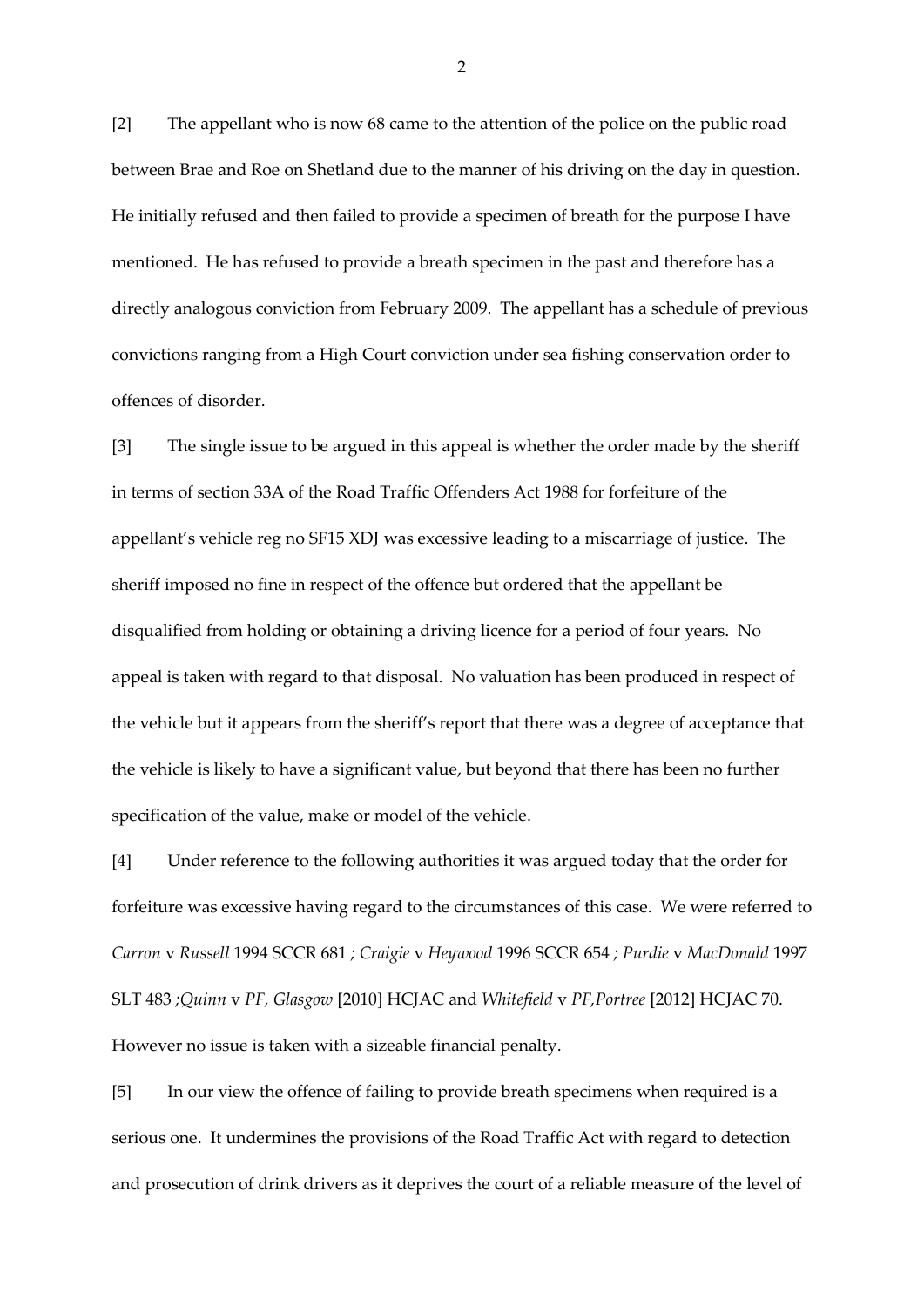[2] The appellant who is now 68 came to the attention of the police on the public road between Brae and Roe on Shetland due to the manner of his driving on the day in question. He initially refused and then failed to provide a specimen of breath for the purpose I have mentioned. He has refused to provide a breath specimen in the past and therefore has a directly analogous conviction from February 2009. The appellant has a schedule of previous convictions ranging from a High Court conviction under sea fishing conservation order to offences of disorder.

[3] The single issue to be argued in this appeal is whether the order made by the sheriff in terms of section 33A of the Road Traffic Offenders Act 1988 for forfeiture of the appellant's vehicle reg no SF15 XDJ was excessive leading to a miscarriage of justice. The sheriff imposed no fine in respect of the offence but ordered that the appellant be disqualified from holding or obtaining a driving licence for a period of four years. No appeal is taken with regard to that disposal. No valuation has been produced in respect of the vehicle but it appears from the sheriff's report that there was a degree of acceptance that the vehicle is likely to have a significant value, but beyond that there has been no further specification of the value, make or model of the vehicle.

[4] Under reference to the following authorities it was argued today that the order for forfeiture was excessive having regard to the circumstances of this case. We were referred to *Carron* v *Russell* 1994 SCCR 681 ; *Craigie* v *Heywood* 1996 SCCR 654 ; *Purdie* v *MacDonald* 1997 SLT 483 ;*Quinn* v *PF, Glasgow* [2010] HCJAC and *Whitefield* v *PF,Portree* [2012] HCJAC 70. However no issue is taken with a sizeable financial penalty.

[5] In our view the offence of failing to provide breath specimens when required is a serious one. It undermines the provisions of the Road Traffic Act with regard to detection and prosecution of drink drivers as it deprives the court of a reliable measure of the level of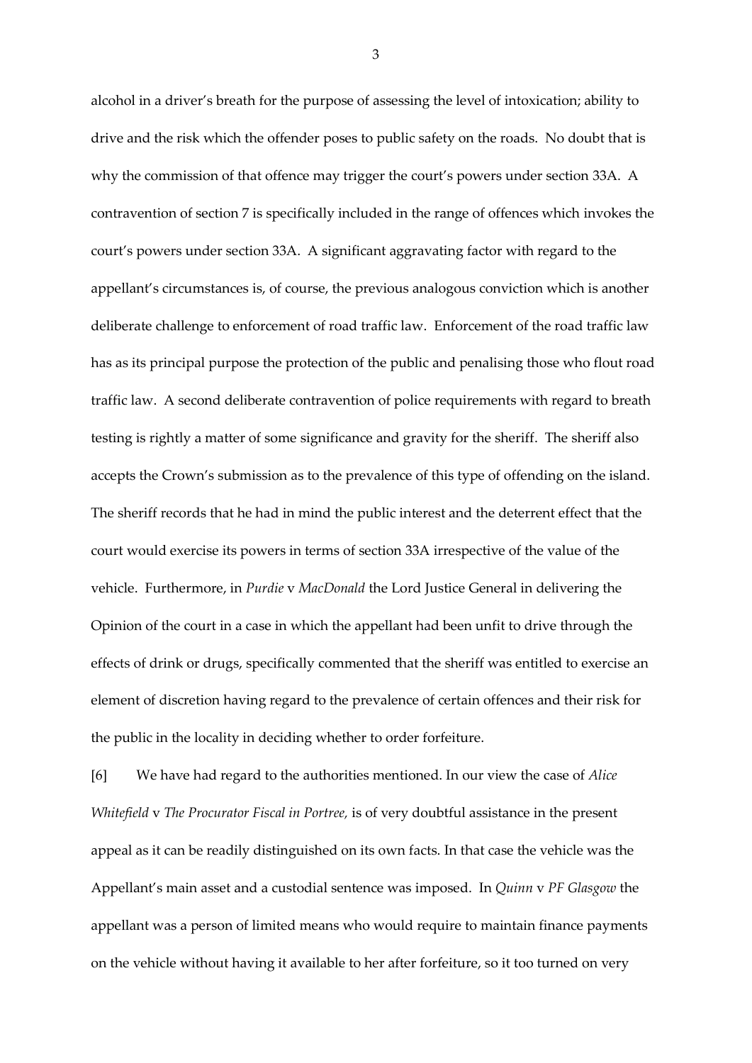alcohol in a driver's breath for the purpose of assessing the level of intoxication; ability to drive and the risk which the offender poses to public safety on the roads. No doubt that is why the commission of that offence may trigger the court's powers under section 33A. A contravention of section 7 is specifically included in the range of offences which invokes the court's powers under section 33A. A significant aggravating factor with regard to the appellant's circumstances is, of course, the previous analogous conviction which is another deliberate challenge to enforcement of road traffic law. Enforcement of the road traffic law has as its principal purpose the protection of the public and penalising those who flout road traffic law. A second deliberate contravention of police requirements with regard to breath testing is rightly a matter of some significance and gravity for the sheriff. The sheriff also accepts the Crown's submission as to the prevalence of this type of offending on the island. The sheriff records that he had in mind the public interest and the deterrent effect that the court would exercise its powers in terms of section 33A irrespective of the value of the vehicle. Furthermore, in *Purdie* v *MacDonald* the Lord Justice General in delivering the Opinion of the court in a case in which the appellant had been unfit to drive through the effects of drink or drugs, specifically commented that the sheriff was entitled to exercise an element of discretion having regard to the prevalence of certain offences and their risk for the public in the locality in deciding whether to order forfeiture.

[6] We have had regard to the authorities mentioned. In our view the case of *Alice Whitefield* v *The Procurator Fiscal in Portree,* is of very doubtful assistance in the present appeal as it can be readily distinguished on its own facts. In that case the vehicle was the Appellant's main asset and a custodial sentence was imposed. In *Quinn* v *PF Glasgow* the appellant was a person of limited means who would require to maintain finance payments on the vehicle without having it available to her after forfeiture, so it too turned on very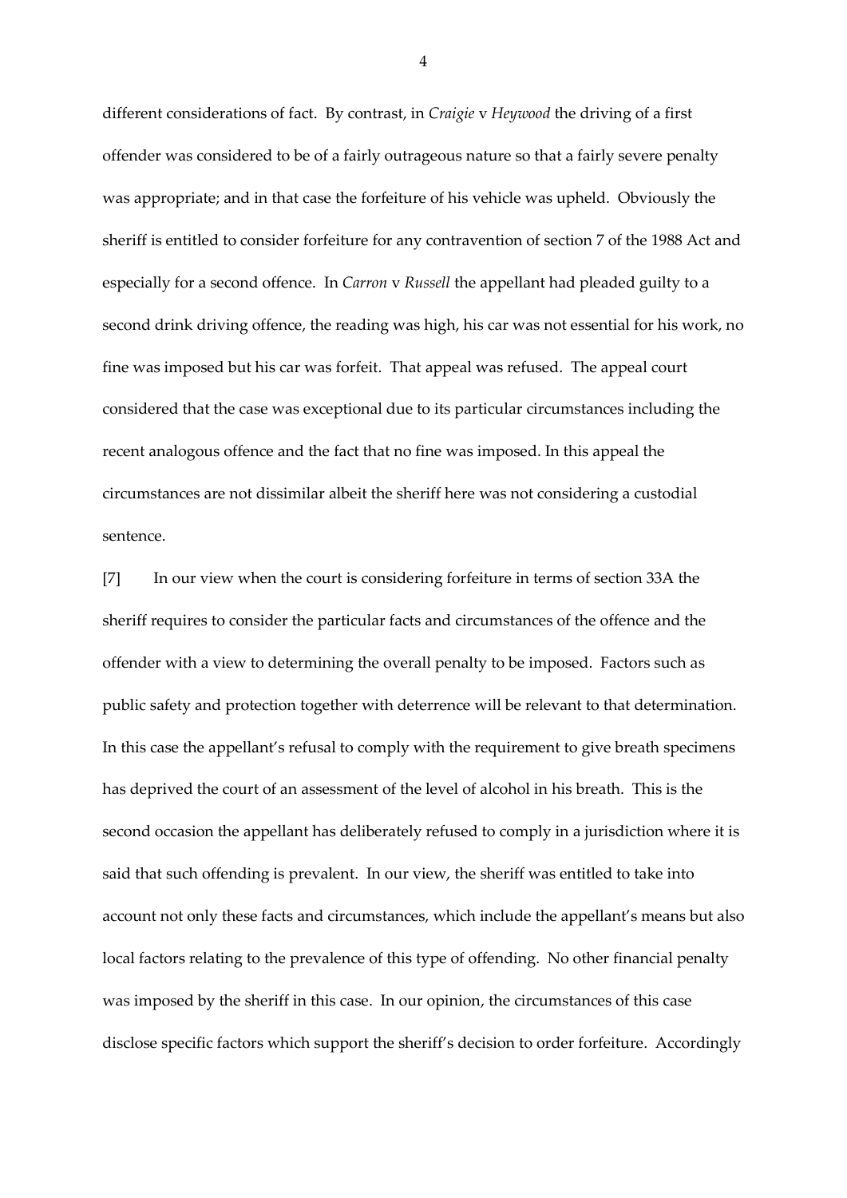different considerations of fact. By contrast, in *Craigie* v *Heywood* the driving of a first offender was considered to be of a fairly outrageous nature so that a fairly severe penalty was appropriate; and in that case the forfeiture of his vehicle was upheld. Obviously the sheriff is entitled to consider forfeiture for any contravention of section 7 of the 1988 Act and especially for a second offence. In *Carron* v *Russell* the appellant had pleaded guilty to a second drink driving offence, the reading was high, his car was not essential for his work, no fine was imposed but his car was forfeit. That appeal was refused. The appeal court considered that the case was exceptional due to its particular circumstances including the recent analogous offence and the fact that no fine was imposed. In this appeal the circumstances are not dissimilar albeit the sheriff here was not considering a custodial sentence.

[7] In our view when the court is considering forfeiture in terms of section 33A the sheriff requires to consider the particular facts and circumstances of the offence and the offender with a view to determining the overall penalty to be imposed. Factors such as public safety and protection together with deterrence will be relevant to that determination. In this case the appellant's refusal to comply with the requirement to give breath specimens has deprived the court of an assessment of the level of alcohol in his breath. This is the second occasion the appellant has deliberately refused to comply in a jurisdiction where it is said that such offending is prevalent. In our view, the sheriff was entitled to take into account not only these facts and circumstances, which include the appellant's means but also local factors relating to the prevalence of this type of offending. No other financial penalty was imposed by the sheriff in this case. In our opinion, the circumstances of this case disclose specific factors which support the sheriff's decision to order forfeiture. Accordingly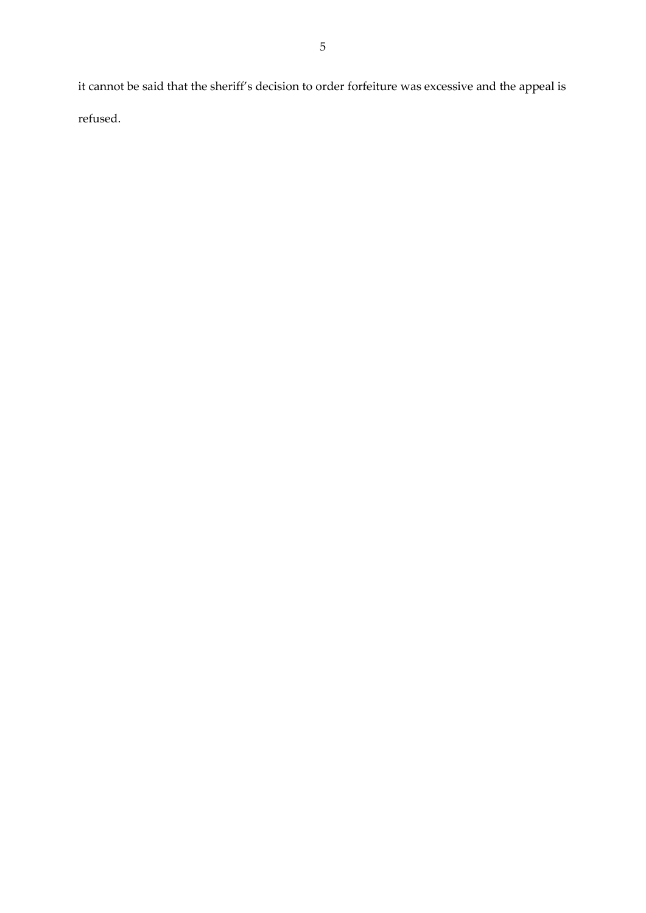it cannot be said that the sheriff's decision to order forfeiture was excessive and the appeal is refused.